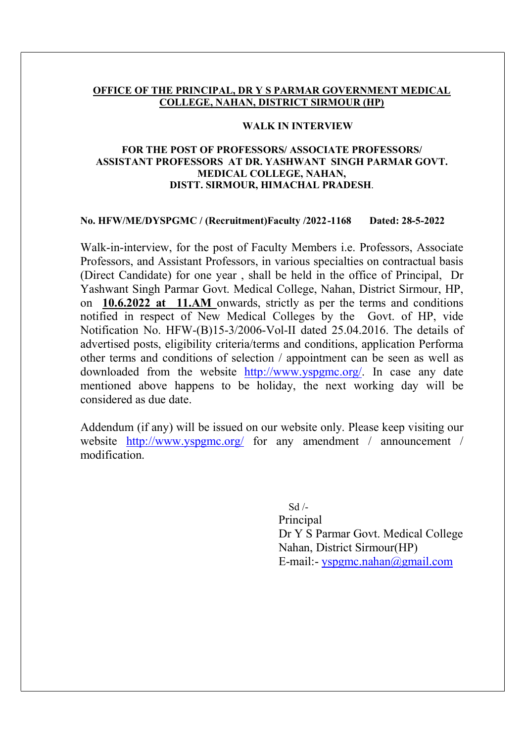**OFFICE OF THE PRINCIPAL, DR Y S PARMAR GOVERNMENT MEDICAL COLLEGE, NAHAN, DISTRICT SIRMOUR (HP)**

**WALK IN INTERVIEW**

**FOR THE POST OF PROFESSORS/ ASSOCIATE PROFESSORS/ ASSISTANT PROFESSORS AT DR. YASHWANT SINGH PARMAR GOVT. MEDICAL COLLEGE, NAHAN, DISTT. SIRMOUR, HIMACHAL PRADESH.**

**No. HFW/ME/DYSPGMC / (Recruitment)Faculty /2022-1168 Dated: 28-5-2022**

Walk-in-interview, for the post of Faculty Members i.e. Professors, Associate Professors, and Assistant Professors, in various specialties on contractual basis (Direct Candidate) for one year , shall be held in the office of Principal, Dr Yashwant Singh Parmar Govt. Medical College, Nahan, District Sirmour, HP, on **10.6.2022 at 11.AM** onwards, strictly as per the terms and conditions notified in respect of New Medical Colleges by the Govt. of HP, vide Notification No. HFW-(B)15-3/2006-Vol-II dated 25.04.2016. The details of advertised posts, eligibility criteria/terms and conditions, application Performa other terms and conditions of selection / appointment can be seen as well as downloaded from the website http://www.yspgmc.org/. In case any date mentioned above happens to be holiday, the next working day will be considered as due date.

Addendum (if any) will be issued on our website only. Please keep visiting our website http://www.yspgmc.org/ for any amendment / announcement / modification.

Sd /-
Principal
Dr Y S Parmar Govt. Medical College
Nahan, District Sirmour(HP)
E-mail:- yspgmc.nahan@gmail.com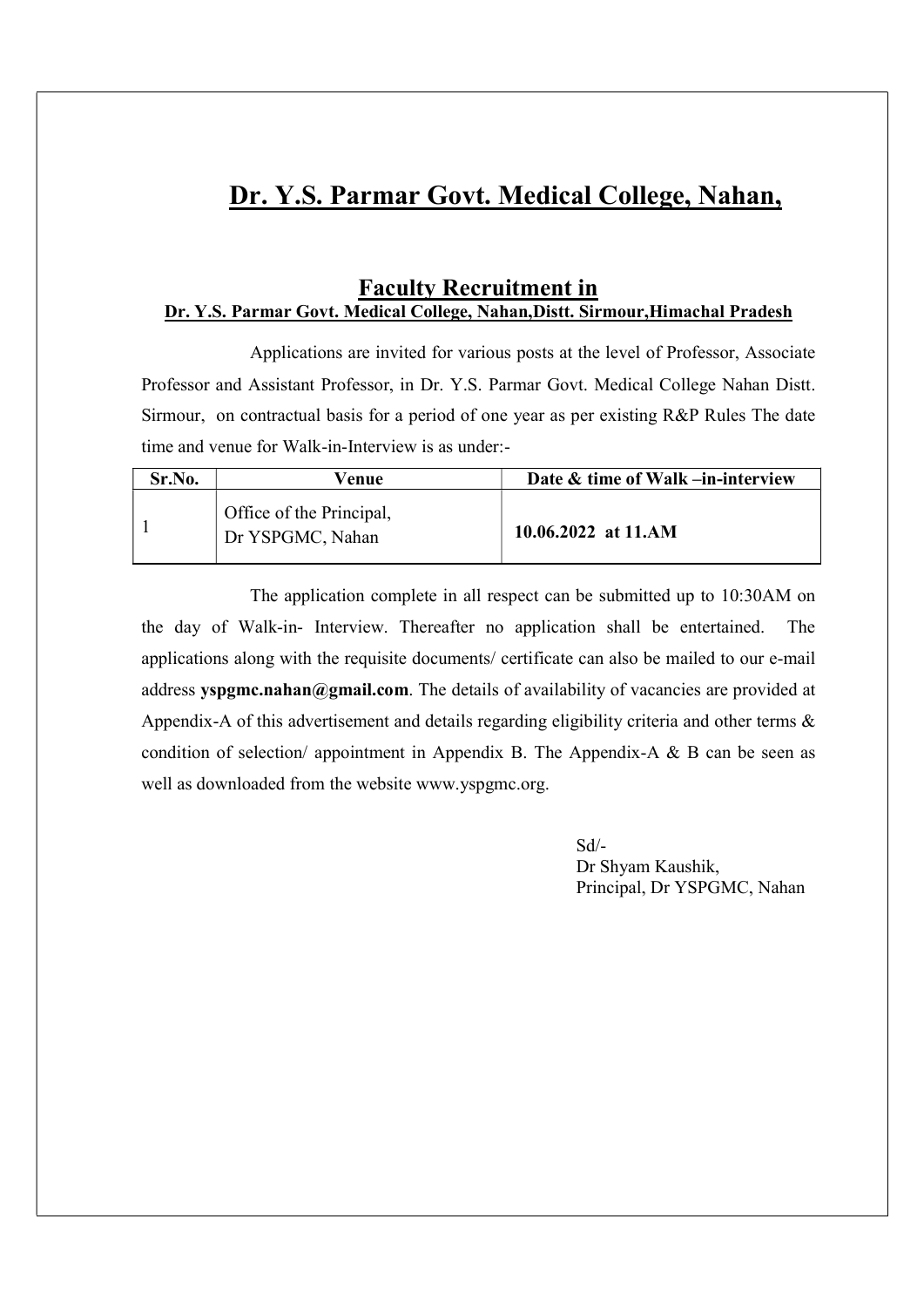# Dr. Y.S. Parmar Govt. Medical College, Nahan,

## Faculty Recruitment in

### Dr. Y.S. Parmar Govt. Medical College, Nahan,Distt. Sirmour,Himachal Pradesh

Applications are invited for various posts at the level of Professor, Associate Professor and Assistant Professor, in Dr. Y.S. Parmar Govt. Medical College Nahan Distt. Sirmour, on contractual basis for a period of one year as per existing R&P Rules The date time and venue for Walk-in-Interview is as under:-

| Sr.No. | Venue | Date & time of Walk –in-interview |
|---|---|---|
| 1 | Office of the Principal, Dr YSPGMC, Nahan | **10.06.2022 at 11.AM** |

The application complete in all respect can be submitted up to 10:30AM on the day of Walk-in- Interview. Thereafter no application shall be entertained. The applications along with the requisite documents/ certificate can also be mailed to our e-mail address **yspgmc.nahan@gmail.com**. The details of availability of vacancies are provided at Appendix-A of this advertisement and details regarding eligibility criteria and other terms & condition of selection/ appointment in Appendix B. The Appendix-A & B can be seen as well as downloaded from the website www.yspgmc.org.

Sd/-
Dr Shyam Kaushik,
Principal, Dr YSPGMC, Nahan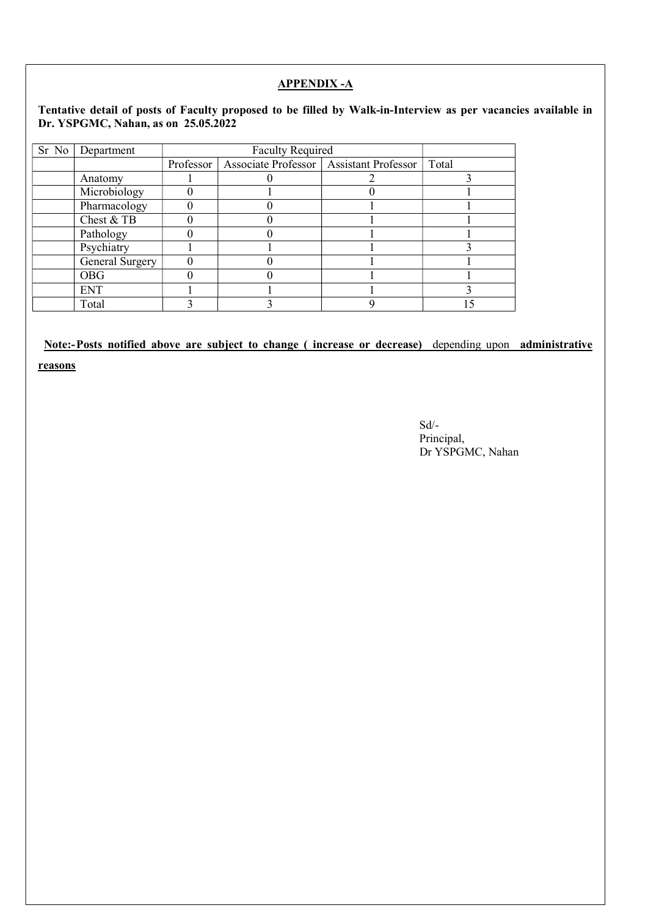## APPENDIX -A

**Tentative detail of posts of Faculty proposed to be filled by Walk-in-Interview as per vacancies available in Dr. YSPGMC, Nahan, as on 25.05.2022**

| Sr No | Department | Faculty Required | | | |
|---|---|---|---|---|---|
| | | Professor | Associate Professor | Assistant Professor | Total |
| | Anatomy | 1 | 0 | 2 | 3 |
| | Microbiology | 0 | 1 | 0 | 1 |
| | Pharmacology | 0 | 0 | 1 | 1 |
| | Chest & TB | 0 | 0 | 1 | 1 |
| | Pathology | 0 | 0 | 1 | 1 |
| | Psychiatry | 1 | 1 | 1 | 3 |
| | General Surgery | 0 | 0 | 1 | 1 |
| | OBG | 0 | 0 | 1 | 1 |
| | ENT | 1 | 1 | 1 | 3 |
| | Total | 3 | 3 | 9 | 15 |

**Note:- Posts notified above are subject to change ( increase or decrease)** depending upon **administrative reasons**

Sd/-
Principal,
Dr YSPGMC, Nahan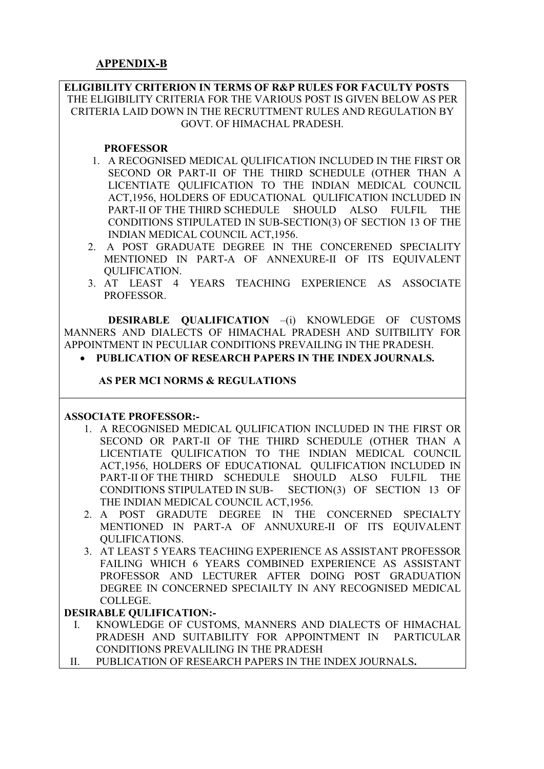## APPENDIX-B

**ELIGIBILITY CRITERION IN TERMS OF R&P RULES FOR FACULTY POSTS**
THE ELIGIBILITY CRITERIA FOR THE VARIOUS POST IS GIVEN BELOW AS PER CRITERIA LAID DOWN IN THE RECRUTTMENT RULES AND REGULATION BY GOVT. OF HIMACHAL PRADESH.

**PROFESSOR**

1. A RECOGNISED MEDICAL QULIFICATION INCLUDED IN THE FIRST OR SECOND OR PART-II OF THE THIRD SCHEDULE (OTHER THAN A LICENTIATE QULIFICATION TO THE INDIAN MEDICAL COUNCIL ACT,1956, HOLDERS OF EDUCATIONAL QULIFICATION INCLUDED IN PART-II OF THE THIRD SCHEDULE SHOULD ALSO FULFIL THE CONDITIONS STIPULATED IN SUB-SECTION(3) OF SECTION 13 OF THE INDIAN MEDICAL COUNCIL ACT,1956.
2. A POST GRADUATE DEGREE IN THE CONCERENED SPECIALITY MENTIONED IN PART-A OF ANNEXURE-II OF ITS EQUIVALENT QULIFICATION.
3. AT LEAST 4 YEARS TEACHING EXPERIENCE AS ASSOCIATE PROFESSOR.

**DESIRABLE QUALIFICATION** –(i) KNOWLEDGE OF CUSTOMS MANNERS AND DIALECTS OF HIMACHAL PRADESH AND SUITBILITY FOR APPOINTMENT IN PECULIAR CONDITIONS PREVAILING IN THE PRADESH.

- **PUBLICATION OF RESEARCH PAPERS IN THE INDEX JOURNALS.**

**AS PER MCI NORMS & REGULATIONS**

**ASSOCIATE PROFESSOR:-**

1. A RECOGNISED MEDICAL QULIFICATION INCLUDED IN THE FIRST OR SECOND OR PART-II OF THE THIRD SCHEDULE (OTHER THAN A LICENTIATE QULIFICATION TO THE INDIAN MEDICAL COUNCIL ACT,1956, HOLDERS OF EDUCATIONAL QULIFICATION INCLUDED IN PART-II OF THE THIRD SCHEDULE SHOULD ALSO FULFIL THE CONDITIONS STIPULATED IN SUB- SECTION(3) OF SECTION 13 OF THE INDIAN MEDICAL COUNCIL ACT,1956.
2. A POST GRADUTE DEGREE IN THE CONCERNED SPECIALTY MENTIONED IN PART-A OF ANNUXURE-II OF ITS EQUIVALENT QULIFICATIONS.
3. AT LEAST 5 YEARS TEACHING EXPERIENCE AS ASSISTANT PROFESSOR FAILING WHICH 6 YEARS COMBINED EXPERIENCE AS ASSISTANT PROFESSOR AND LECTURER AFTER DOING POST GRADUATION DEGREE IN CONCERNED SPECIAILTY IN ANY RECOGNISED MEDICAL COLLEGE.

**DESIRABLE QULIFICATION:-**

I. KNOWLEDGE OF CUSTOMS, MANNERS AND DIALECTS OF HIMACHAL PRADESH AND SUITABILITY FOR APPOINTMENT IN PARTICULAR CONDITIONS PREVALILING IN THE PRADESH
II. PUBLICATION OF RESEARCH PAPERS IN THE INDEX JOURNALS.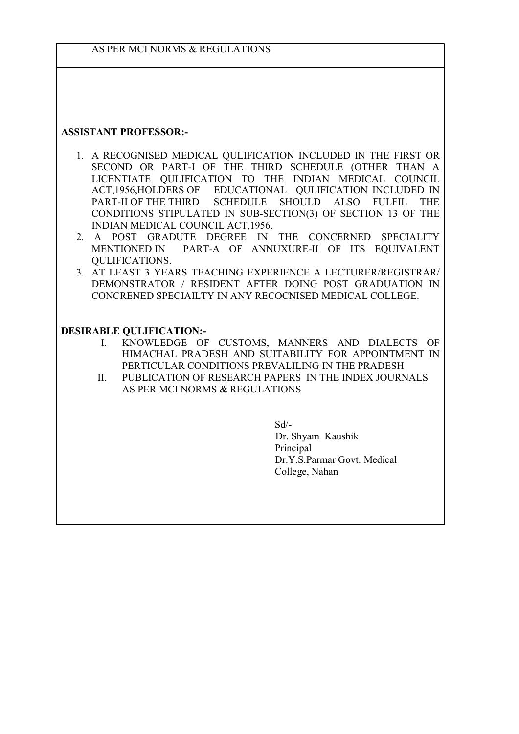AS PER MCI NORMS & REGULATIONS

**ASSISTANT PROFESSOR:-**

1. A RECOGNISED MEDICAL QULIFICATION INCLUDED IN THE FIRST OR SECOND OR PART-I OF THE THIRD SCHEDULE (OTHER THAN A LICENTIATE QULIFICATION TO THE INDIAN MEDICAL COUNCIL ACT,1956,HOLDERS OF EDUCATIONAL QULIFICATION INCLUDED IN PART-II OF THE THIRD SCHEDULE SHOULD ALSO FULFIL THE CONDITIONS STIPULATED IN SUB-SECTION(3) OF SECTION 13 OF THE INDIAN MEDICAL COUNCIL ACT,1956.
2. A POST GRADUTE DEGREE IN THE CONCERNED SPECIALITY MENTIONED IN PART-A OF ANNUXURE-II OF ITS EQUIVALENT QULIFICATIONS.
3. AT LEAST 3 YEARS TEACHING EXPERIENCE A LECTURER/REGISTRAR/ DEMONSTRATOR / RESIDENT AFTER DOING POST GRADUATION IN CONCRENED SPECIAILTY IN ANY RECOCNISED MEDICAL COLLEGE.

**DESIRABLE QULIFICATION:-**

I. KNOWLEDGE OF CUSTOMS, MANNERS AND DIALECTS OF HIMACHAL PRADESH AND SUITABILITY FOR APPOINTMENT IN PERTICULAR CONDITIONS PREVALILING IN THE PRADESH
II. PUBLICATION OF RESEARCH PAPERS IN THE INDEX JOURNALS AS PER MCI NORMS & REGULATIONS

Sd/-
Dr. Shyam Kaushik
Principal
Dr.Y.S.Parmar Govt. Medical College, Nahan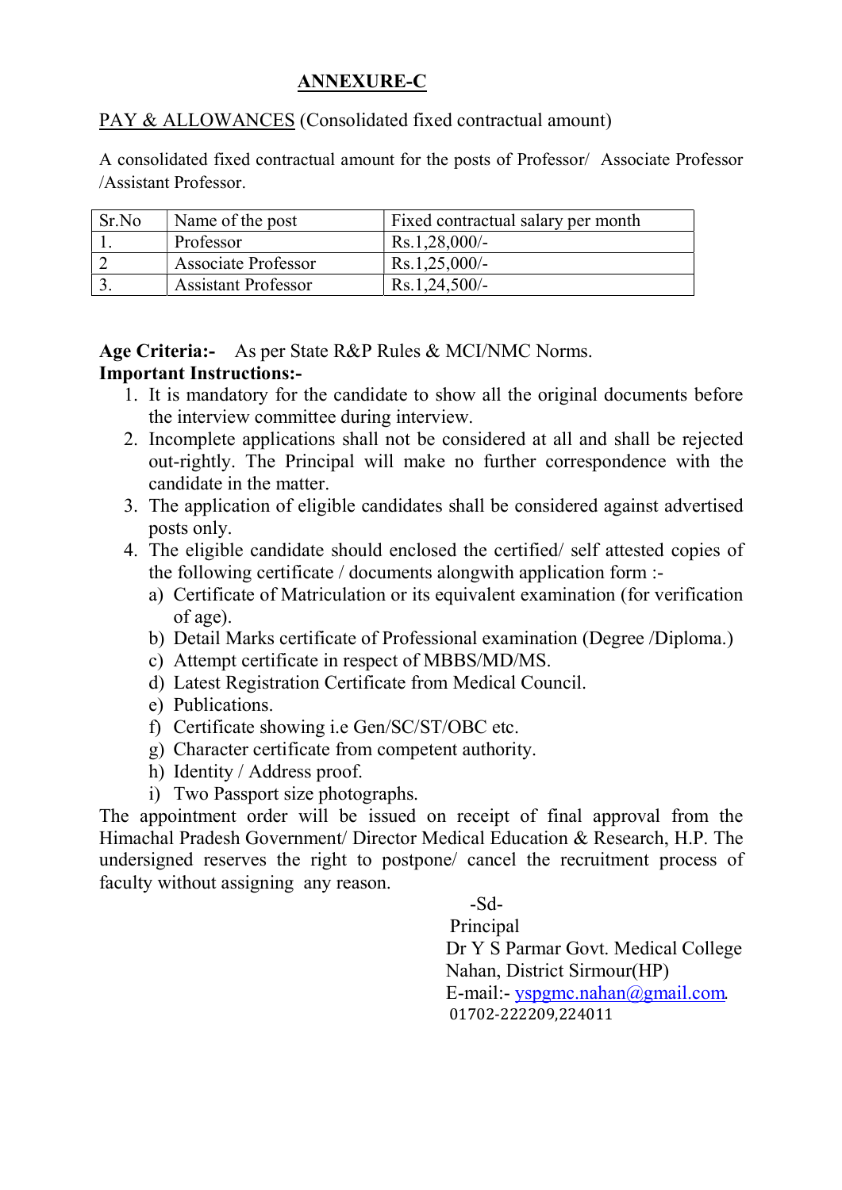# ANNEXURE-C

PAY & ALLOWANCES (Consolidated fixed contractual amount)

A consolidated fixed contractual amount for the posts of Professor/ Associate Professor /Assistant Professor.

| Sr.No | Name of the post | Fixed contractual salary per month |
|---|---|---|
| 1. | Professor | Rs.1,28,000/- |
| 2 | Associate Professor | Rs.1,25,000/- |
| 3. | Assistant Professor | Rs.1,24,500/- |

**Age Criteria:-** As per State R&P Rules & MCI/NMC Norms.

**Important Instructions:-**

1. It is mandatory for the candidate to show all the original documents before the interview committee during interview.
2. Incomplete applications shall not be considered at all and shall be rejected out-rightly. The Principal will make no further correspondence with the candidate in the matter.
3. The application of eligible candidates shall be considered against advertised posts only.
4. The eligible candidate should enclosed the certified/ self attested copies of the following certificate / documents alongwith application form :-
   a) Certificate of Matriculation or its equivalent examination (for verification of age).
   b) Detail Marks certificate of Professional examination (Degree /Diploma.)
   c) Attempt certificate in respect of MBBS/MD/MS.
   d) Latest Registration Certificate from Medical Council.
   e) Publications.
   f) Certificate showing i.e Gen/SC/ST/OBC etc.
   g) Character certificate from competent authority.
   h) Identity / Address proof.
   i) Two Passport size photographs.

The appointment order will be issued on receipt of final approval from the Himachal Pradesh Government/ Director Medical Education & Research, H.P. The undersigned reserves the right to postpone/ cancel the recruitment process of faculty without assigning any reason.

-Sd-
Principal
Dr Y S Parmar Govt. Medical College
Nahan, District Sirmour(HP)
E-mail:- yspgmc.nahan@gmail.com.
01702-222209,224011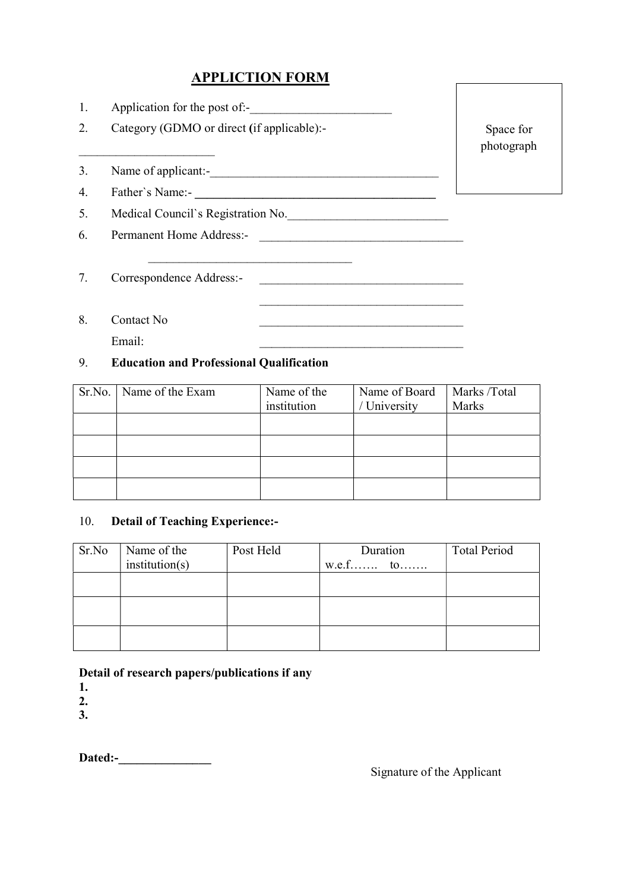# APPLICTION FORM

Space for photograph

1. Application for the post of:-_______________________
2. Category (GDMO or direct (if applicable):-

______________________

3. Name of applicant:-______________________________________
4. Father`s Name:- ________________________________________
5. Medical Council`s Registration No.__________________________
6. Permanent Home Address:- __________________________________

__________________________________

7. Correspondence Address:- __________________________________

__________________________________

8. Contact No __________________________________

Email: __________________________________

9. **Education and Professional Qualification**

| Sr.No. | Name of the Exam | Name of the institution | Name of Board / University | Marks /Total Marks |
|---|---|---|---|---|
| | | | | |
| | | | | |
| | | | | |
| | | | | |

10. **Detail of Teaching Experience:-**

| Sr.No | Name of the institution(s) | Post Held | Duration w.e.f……. to……. | Total Period |
|---|---|---|---|---|
| | | | | |
| | | | | |
| | | | | |

**Detail of research papers/publications if any**

**1.**
**2.**
**3.**

**Dated:-_______________**

Signature of the Applicant